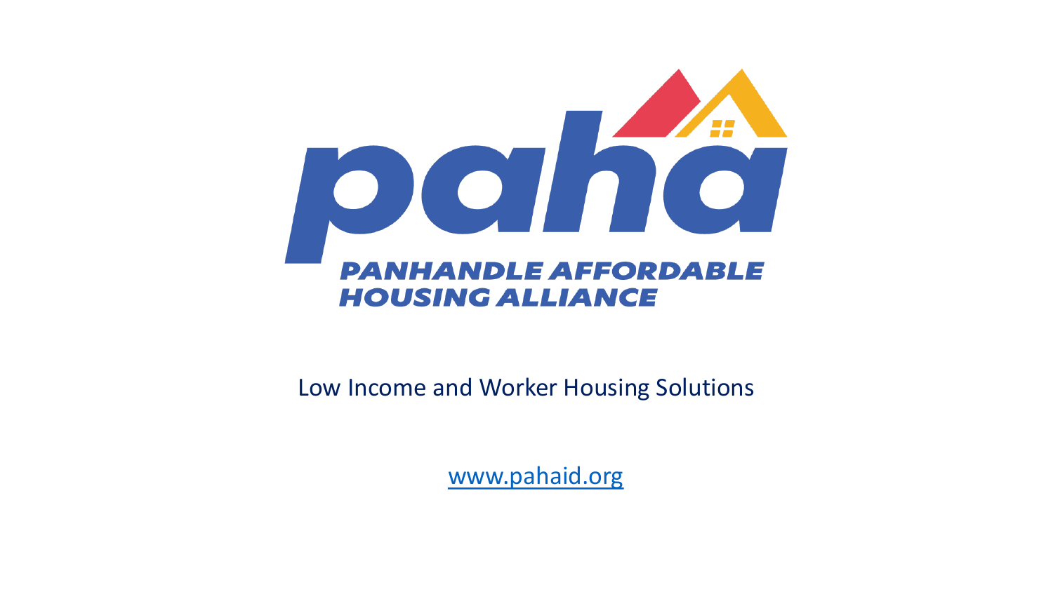# paha

**PANHANDLE AFFORDABLE HOUSING ALLIANCE**

Low Income and Worker Housing Solutions

[www.pahaid.org](http://www.pahaid.org)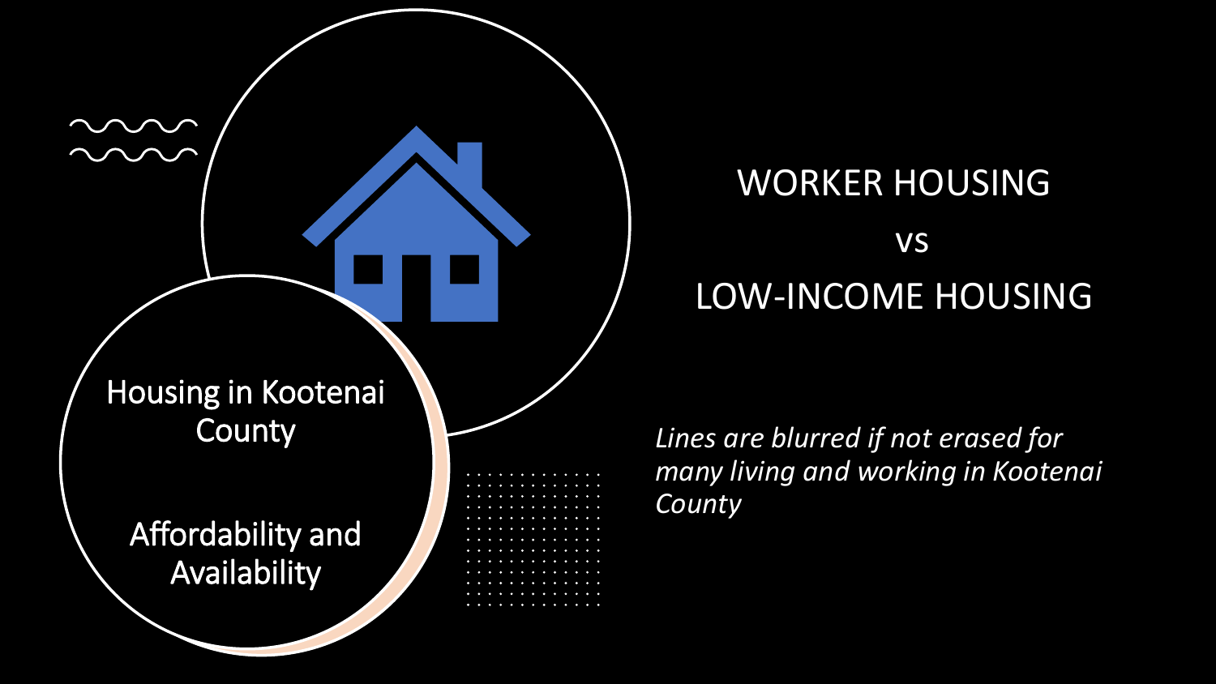Housing in Kootenai County

Affordability and Availability

# WORKER HOUSING

vs

# LOW-INCOME HOUSING

*Lines are blurred if not erased for many living and working in Kootenai County*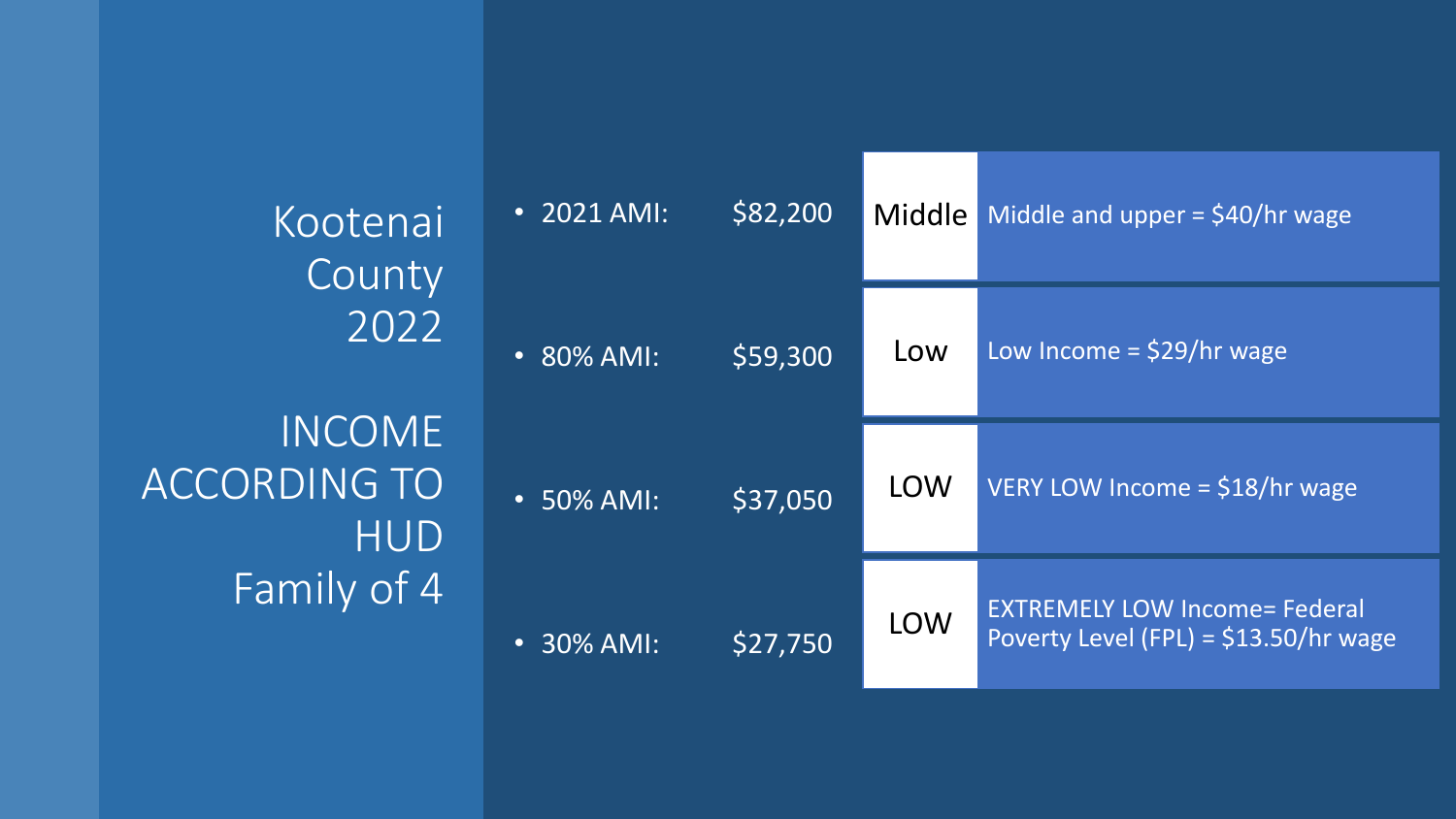# Kootenai County 2022

## INCOME ACCORDING TO HUD Family of 4

| | | | |
|---|---|---|---|
| 2021 AMI: | $82,200 | Middle | Middle and upper = $40/hr wage |
| 80% AMI: | $59,300 | Low | Low Income = $29/hr wage |
| 50% AMI: | $37,050 | LOW | VERY LOW Income = $18/hr wage |
| 30% AMI: | $27,750 | LOW | EXTREMELY LOW Income= Federal Poverty Level (FPL) = $13.50/hr wage |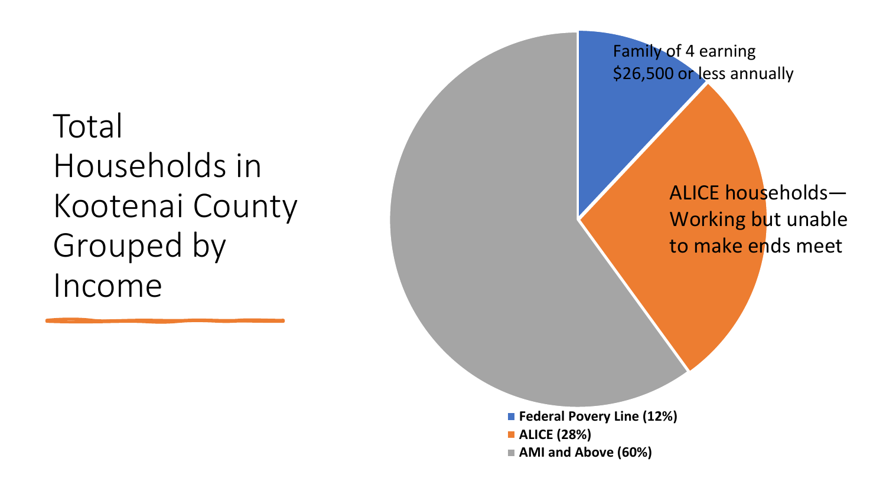# Total Households in Kootenai County Grouped by Income

Family of 4 earning $26,500 or less annually

ALICE households—Working but unable to make ends meet

- **Federal Povery Line (12%)**
- **ALICE (28%)**
- **AMI and Above (60%)**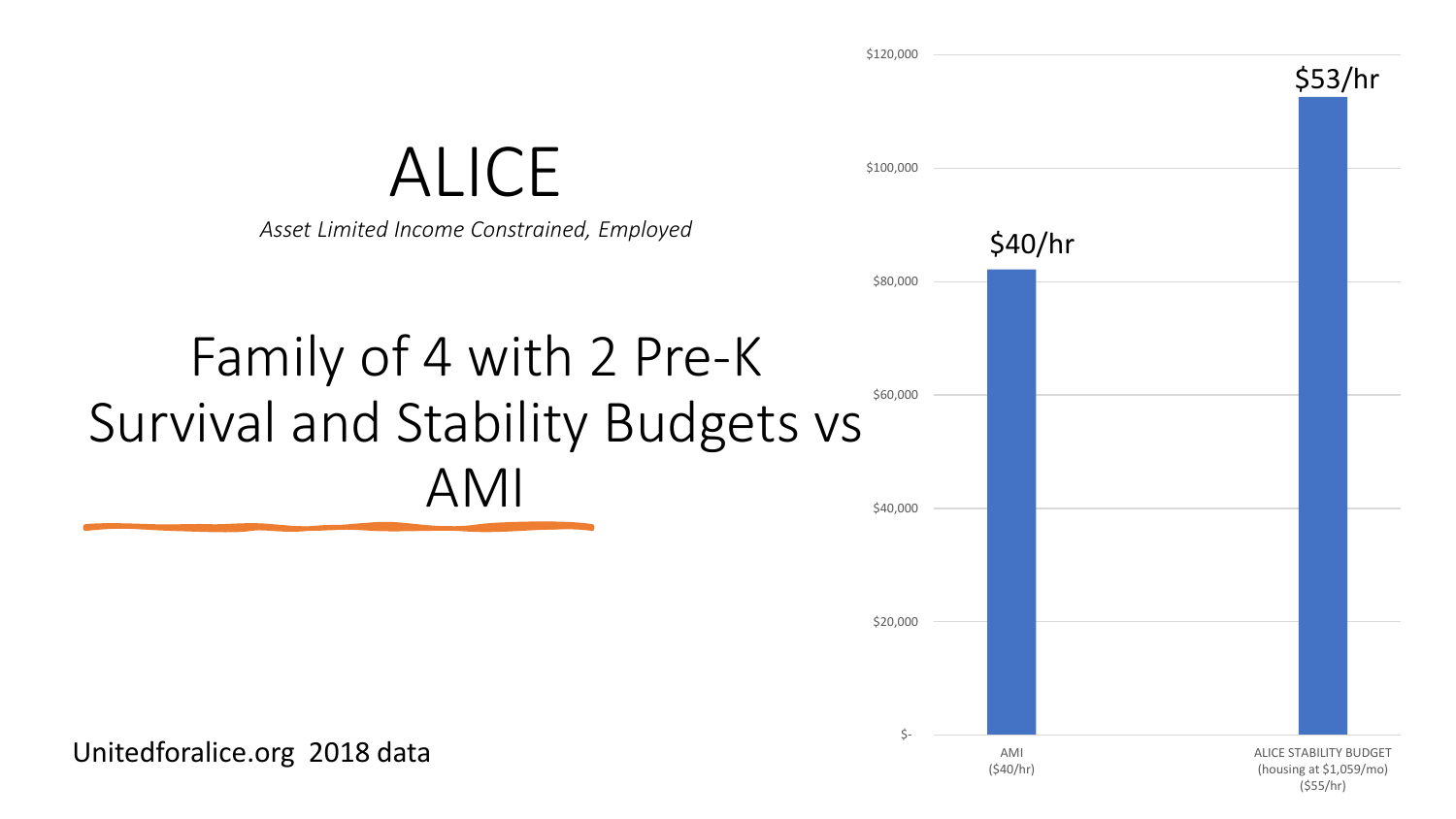# ALICE

*Asset Limited Income Constrained, Employed*

## Family of 4 with 2 Pre-K Survival and Stability Budgets vs AMI

| Category | Annual Amount | Hourly Label |
| --- | --- | --- |
| AMI ($40/hr) | ~$82,000 | $40/hr |
| ALICE STABILITY BUDGET (housing at $1,059/mo) ($55/hr) | ~$112,000 | $53/hr |

Unitedforalice.org 2018 data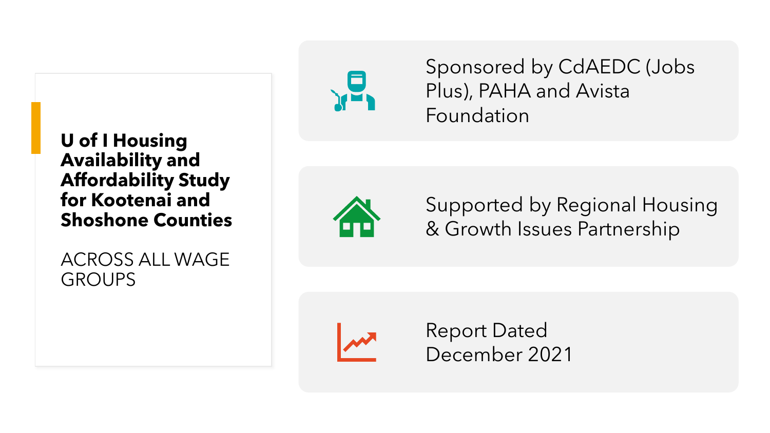## U of I Housing Availability and Affordability Study for Kootenai and Shoshone Counties

ACROSS ALL WAGE GROUPS

- Sponsored by CdAEDC (Jobs Plus), PAHA and Avista Foundation
- Supported by Regional Housing & Growth Issues Partnership
- Report Dated December 2021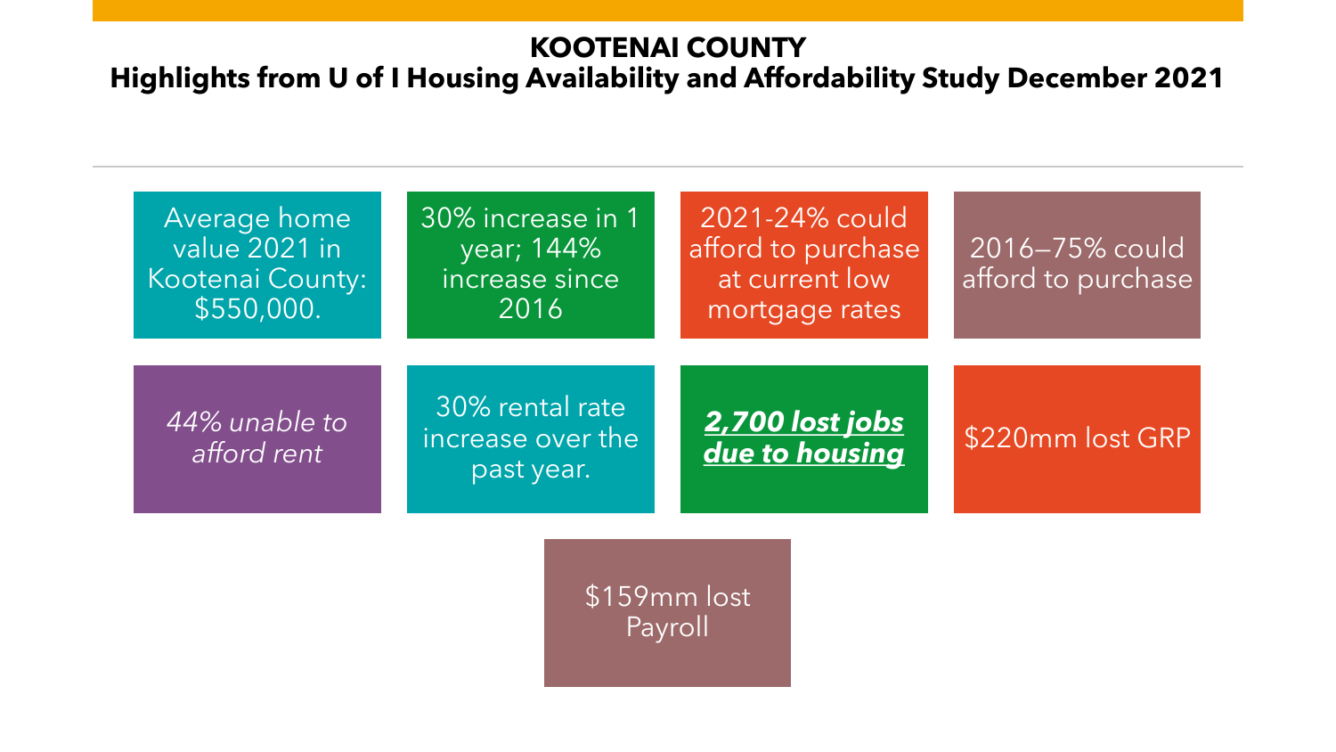# KOOTENAI COUNTY

## Highlights from U of I Housing Availability and Affordability Study December 2021

- Average home value 2021 in Kootenai County: $550,000.
- 30% increase in 1 year; 144% increase since 2016
- 2021-24% could afford to purchase at current low mortgage rates
- 2016–75% could afford to purchase
- *44% unable to afford rent*
- 30% rental rate increase over the past year.
- ***2,700 lost jobs due to housing***
- $220mm lost GRP
- $159mm lost Payroll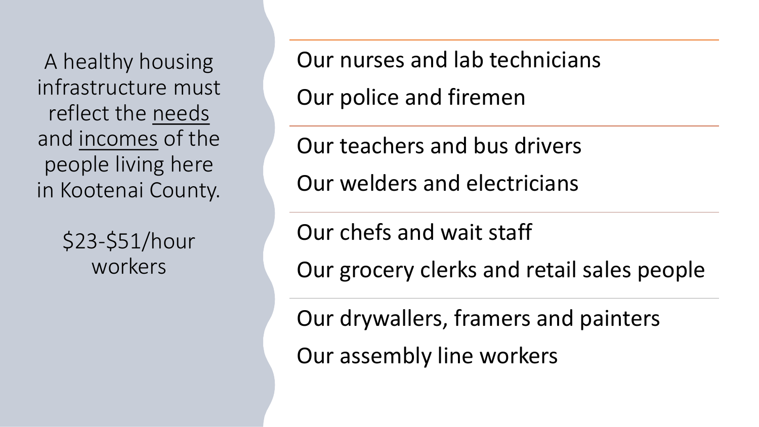A healthy housing infrastructure must reflect the <u>needs</u> and <u>incomes</u> of the people living here in Kootenai County.

$23-$51/hour workers

---

Our nurses and lab technicians

Our police and firemen

---

Our teachers and bus drivers

Our welders and electricians

---

Our chefs and wait staff

Our grocery clerks and retail sales people

---

Our drywallers, framers and painters

Our assembly line workers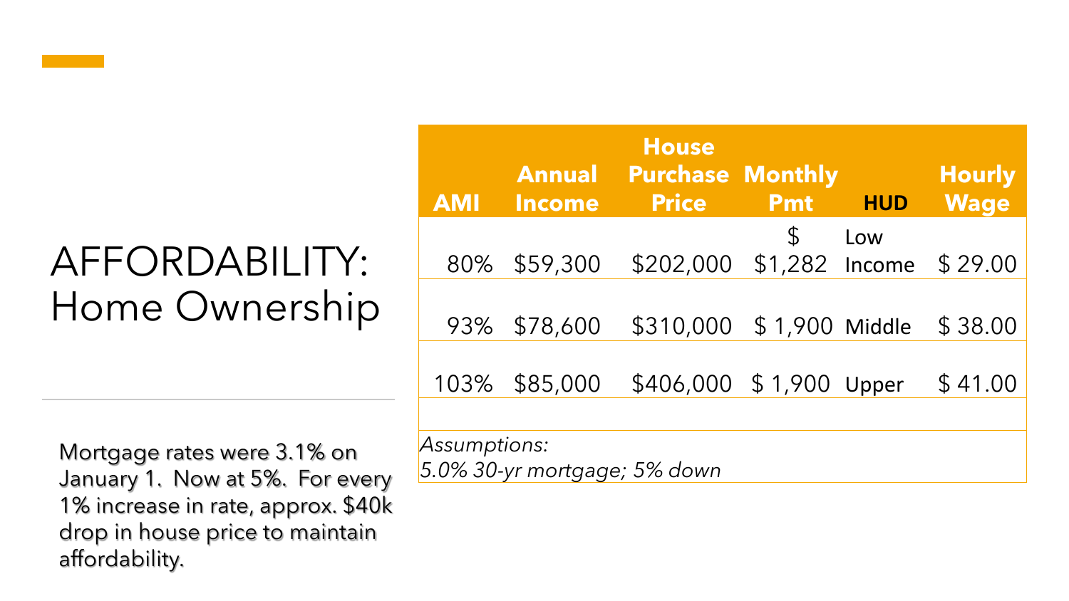# AFFORDABILITY: Home Ownership

Mortgage rates were 3.1% on January 1. Now at 5%. For every 1% increase in rate, approx. $40k drop in house price to maintain affordability.

| AMI | Annual Income | House Purchase Price | Monthly Pmt | HUD | Hourly Wage |
|---|---|---|---|---|---|
| 80% | $59,300 | $202,000 | $ $1,282 | Low Income | $ 29.00 |
| 93% | $78,600 | $310,000 | $ 1,900 | Middle | $ 38.00 |
| 103% | $85,000 | $406,000 | $ 1,900 | Upper | $ 41.00 |

*Assumptions:*
*5.0% 30-yr mortgage; 5% down*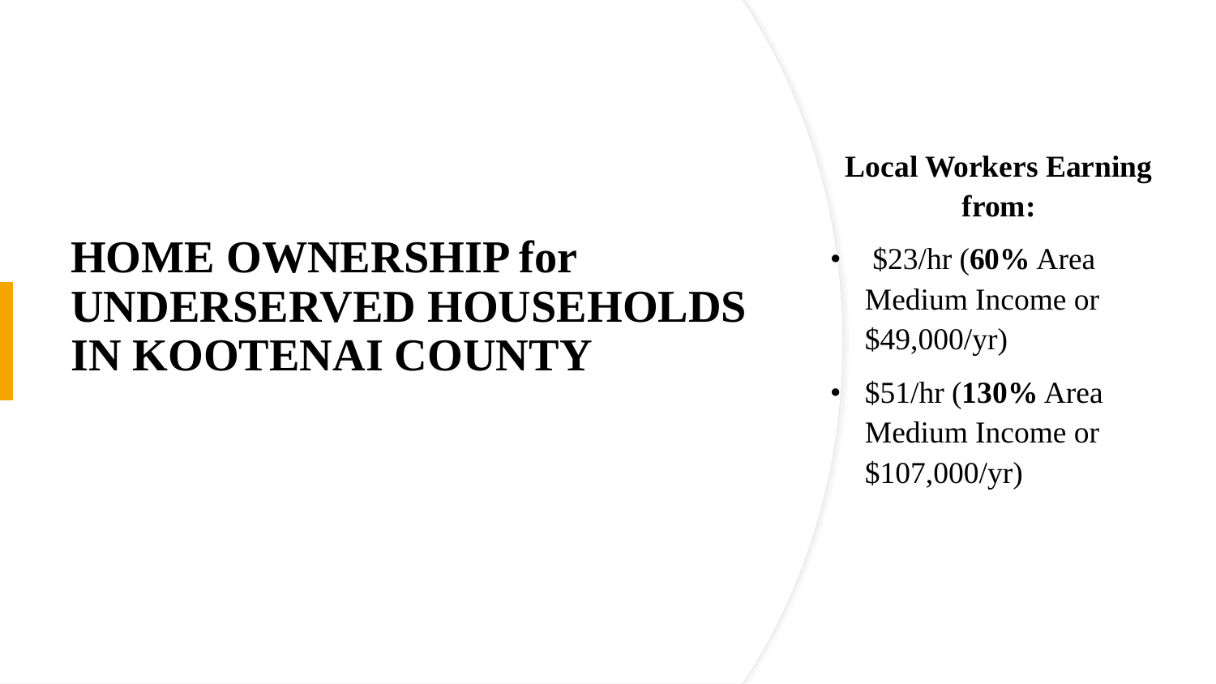# HOME OWNERSHIP for UNDERSERVED HOUSEHOLDS IN KOOTENAI COUNTY

**Local Workers Earning from:**

- $23/hr (**60%** Area Medium Income or $49,000/yr)
- $51/hr (**130%** Area Medium Income or $107,000/yr)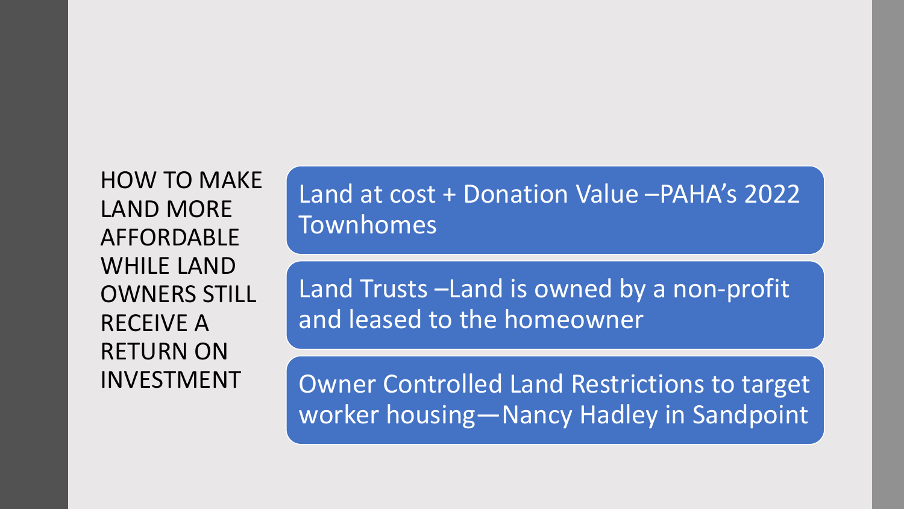# HOW TO MAKE LAND MORE AFFORDABLE WHILE LAND OWNERS STILL RECEIVE A RETURN ON INVESTMENT

- Land at cost + Donation Value –PAHA's 2022 Townhomes
- Land Trusts –Land is owned by a non-profit and leased to the homeowner
- Owner Controlled Land Restrictions to target worker housing—Nancy Hadley in Sandpoint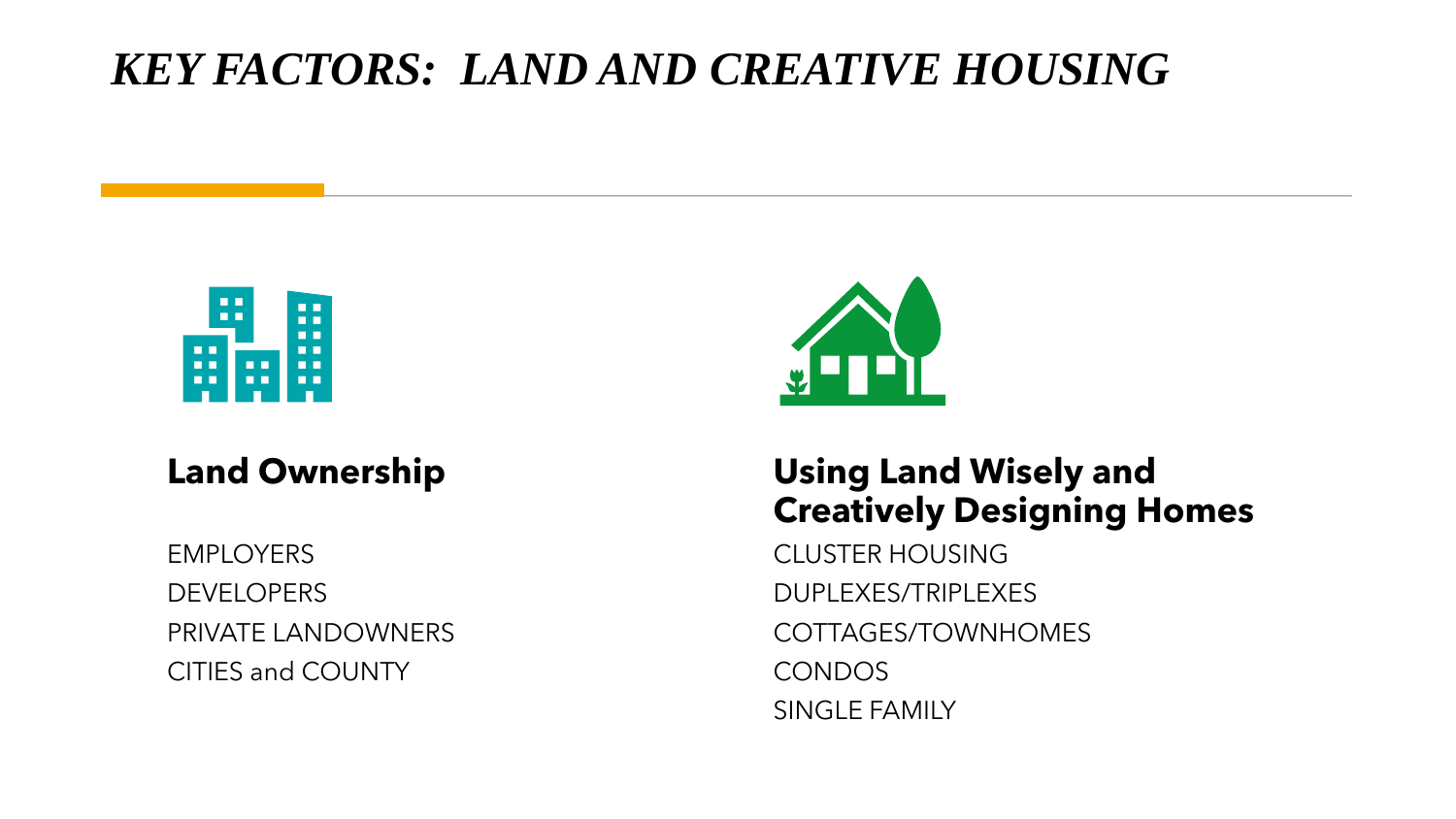# *KEY FACTORS: LAND AND CREATIVE HOUSING*

## Land Ownership

EMPLOYERS

DEVELOPERS

PRIVATE LANDOWNERS

CITIES and COUNTY

## Using Land Wisely and Creatively Designing Homes

CLUSTER HOUSING

DUPLEXES/TRIPLEXES

COTTAGES/TOWNHOMES

CONDOS

SINGLE FAMILY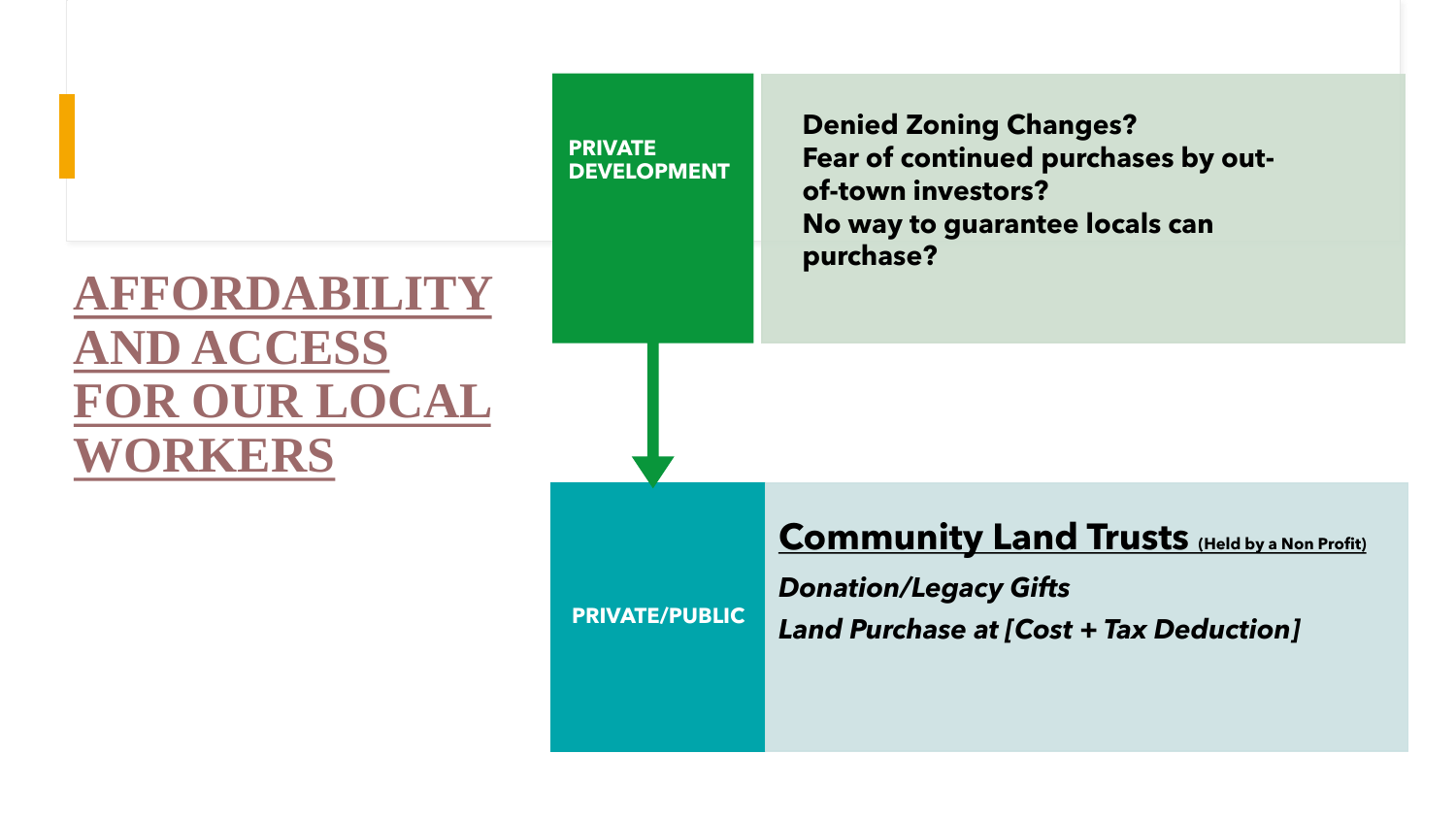# AFFORDABILITY AND ACCESS FOR OUR LOCAL WORKERS

**PRIVATE DEVELOPMENT**

**Denied Zoning Changes?**
**Fear of continued purchases by out-of-town investors?**
**No way to guarantee locals can purchase?**

**PRIVATE/PUBLIC**

**Community Land Trusts** (Held by a Non Profit)

***Donation/Legacy Gifts***

***Land Purchase at [Cost + Tax Deduction]***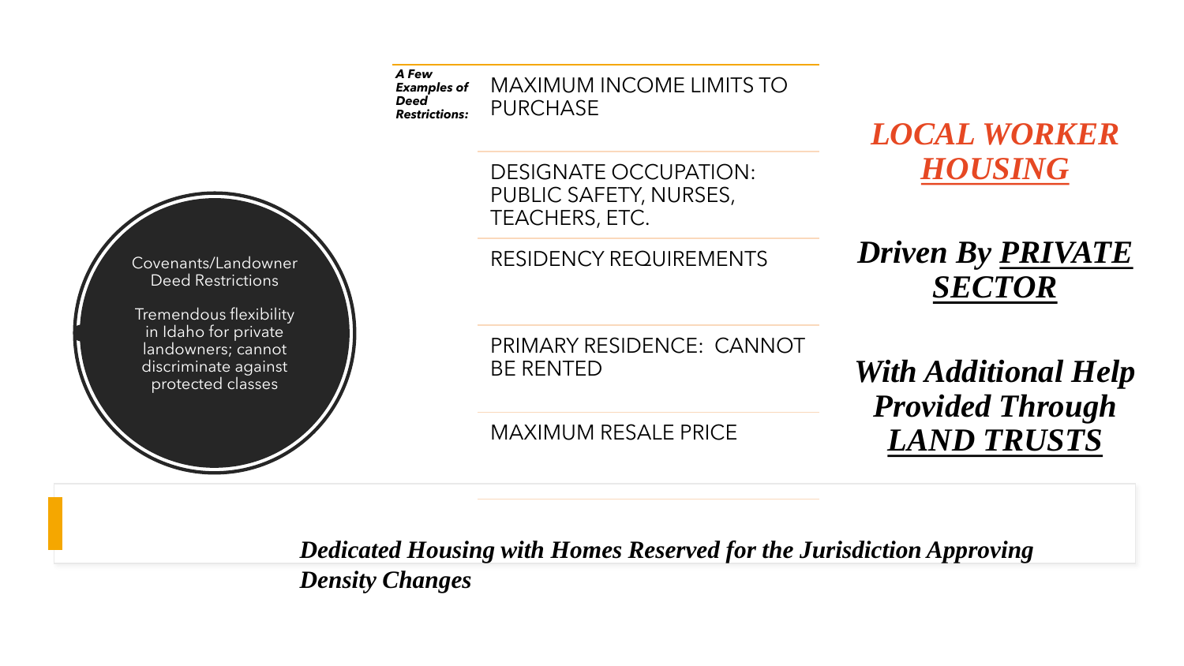Covenants/Landowner Deed Restrictions

Tremendous flexibility in Idaho for private landowners; cannot discriminate against protected classes

***A Few Examples of Deed Restrictions:***

- MAXIMUM INCOME LIMITS TO PURCHASE
- DESIGNATE OCCUPATION: PUBLIC SAFETY, NURSES, TEACHERS, ETC.
- RESIDENCY REQUIREMENTS
- PRIMARY RESIDENCE: CANNOT BE RENTED
- MAXIMUM RESALE PRICE

***LOCAL WORKER HOUSING***

***Driven By PRIVATE SECTOR***

***With Additional Help Provided Through LAND TRUSTS***

***Dedicated Housing with Homes Reserved for the Jurisdiction Approving Density Changes***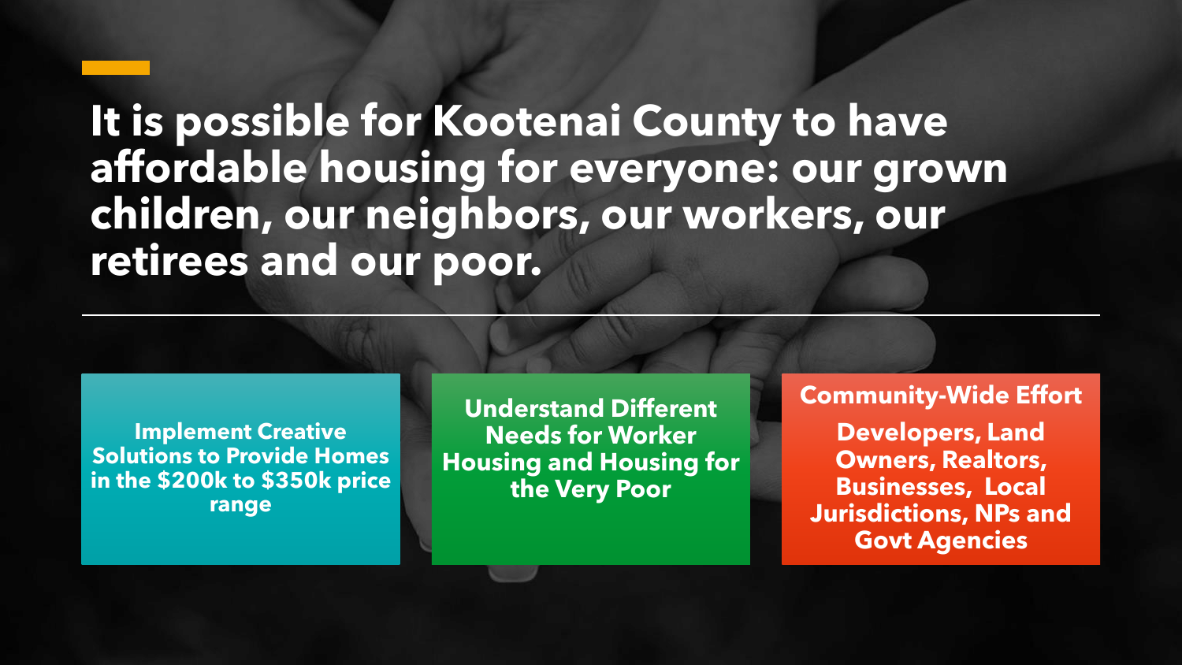# It is possible for Kootenai County to have affordable housing for everyone: our grown children, our neighbors, our workers, our retirees and our poor.

**Implement Creative Solutions to Provide Homes in the $200k to $350k price range**

**Understand Different Needs for Worker Housing and Housing for the Very Poor**

**Community-Wide Effort**

**Developers, Land Owners, Realtors, Businesses, Local Jurisdictions, NPs and Govt Agencies**